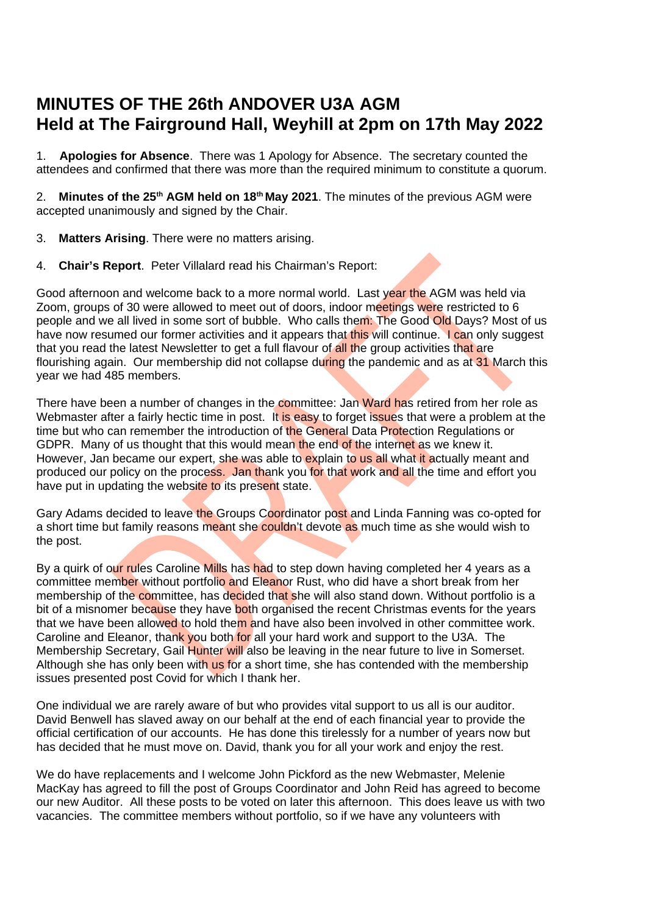# MINUTES OF THE 26th ANDOVER U3A AGM
# Held at The Fairground Hall, Weyhill at 2pm on 17th May 2022

1. **Apologies for Absence**. There was 1 Apology for Absence. The secretary counted the attendees and confirmed that there was more than the required minimum to constitute a quorum.

2. **Minutes of the 25th AGM held on 18th May 2021**. The minutes of the previous AGM were accepted unanimously and signed by the Chair.

3. **Matters Arising**. There were no matters arising.

4. **Chair's Report**. Peter Villalard read his Chairman's Report:

Good afternoon and welcome back to a more normal world. Last year the AGM was held via Zoom, groups of 30 were allowed to meet out of doors, indoor meetings were restricted to 6 people and we all lived in some sort of bubble. Who calls them: The Good Old Days? Most of us have now resumed our former activities and it appears that this will continue. I can only suggest that you read the latest Newsletter to get a full flavour of all the group activities that are flourishing again. Our membership did not collapse during the pandemic and as at 31 March this year we had 485 members.

There have been a number of changes in the committee: Jan Ward has retired from her role as Webmaster after a fairly hectic time in post. It is easy to forget issues that were a problem at the time but who can remember the introduction of the General Data Protection Regulations or GDPR. Many of us thought that this would mean the end of the internet as we knew it. However, Jan became our expert, she was able to explain to us all what it actually meant and produced our policy on the process. Jan thank you for that work and all the time and effort you have put in updating the website to its present state.

Gary Adams decided to leave the Groups Coordinator post and Linda Fanning was co-opted for a short time but family reasons meant she couldn't devote as much time as she would wish to the post.

By a quirk of our rules Caroline Mills has had to step down having completed her 4 years as a committee member without portfolio and Eleanor Rust, who did have a short break from her membership of the committee, has decided that she will also stand down. Without portfolio is a bit of a misnomer because they have both organised the recent Christmas events for the years that we have been allowed to hold them and have also been involved in other committee work. Caroline and Eleanor, thank you both for all your hard work and support to the U3A. The Membership Secretary, Gail Hunter will also be leaving in the near future to live in Somerset. Although she has only been with us for a short time, she has contended with the membership issues presented post Covid for which I thank her.

One individual we are rarely aware of but who provides vital support to us all is our auditor. David Benwell has slaved away on our behalf at the end of each financial year to provide the official certification of our accounts. He has done this tirelessly for a number of years now but has decided that he must move on. David, thank you for all your work and enjoy the rest.

We do have replacements and I welcome John Pickford as the new Webmaster, Melenie MacKay has agreed to fill the post of Groups Coordinator and John Reid has agreed to become our new Auditor. All these posts to be voted on later this afternoon. This does leave us with two vacancies. The committee members without portfolio, so if we have any volunteers with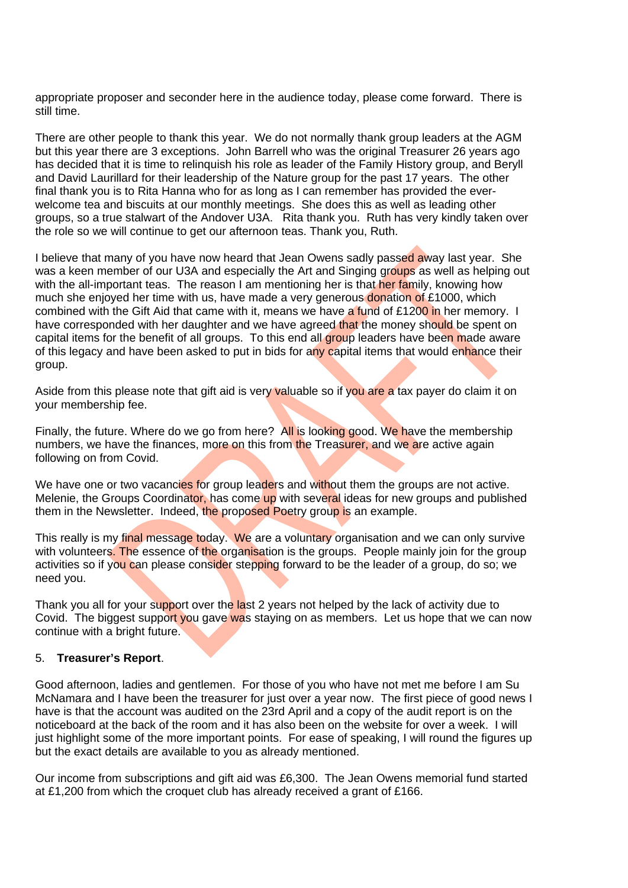appropriate proposer and seconder here in the audience today, please come forward. There is still time.

There are other people to thank this year. We do not normally thank group leaders at the AGM but this year there are 3 exceptions. John Barrell who was the original Treasurer 26 years ago has decided that it is time to relinquish his role as leader of the Family History group, and Beryll and David Laurillard for their leadership of the Nature group for the past 17 years. The other final thank you is to Rita Hanna who for as long as I can remember has provided the ever-welcome tea and biscuits at our monthly meetings. She does this as well as leading other groups, so a true stalwart of the Andover U3A. Rita thank you. Ruth has very kindly taken over the role so we will continue to get our afternoon teas. Thank you, Ruth.

I believe that many of you have now heard that Jean Owens sadly passed away last year. She was a keen member of our U3A and especially the Art and Singing groups as well as helping out with the all-important teas. The reason I am mentioning her is that her family, knowing how much she enjoyed her time with us, have made a very generous donation of £1000, which combined with the Gift Aid that came with it, means we have a fund of £1200 in her memory. I have corresponded with her daughter and we have agreed that the money should be spent on capital items for the benefit of all groups. To this end all group leaders have been made aware of this legacy and have been asked to put in bids for any capital items that would enhance their group.

Aside from this please note that gift aid is very valuable so if you are a tax payer do claim it on your membership fee.

Finally, the future. Where do we go from here? All is looking good. We have the membership numbers, we have the finances, more on this from the Treasurer, and we are active again following on from Covid.

We have one or two vacancies for group leaders and without them the groups are not active. Melenie, the Groups Coordinator, has come up with several ideas for new groups and published them in the Newsletter. Indeed, the proposed Poetry group is an example.

This really is my final message today. We are a voluntary organisation and we can only survive with volunteers. The essence of the organisation is the groups. People mainly join for the group activities so if you can please consider stepping forward to be the leader of a group, do so; we need you.

Thank you all for your support over the last 2 years not helped by the lack of activity due to Covid. The biggest support you gave was staying on as members. Let us hope that we can now continue with a bright future.

5. **Treasurer's Report**.

Good afternoon, ladies and gentlemen. For those of you who have not met me before I am Su McNamara and I have been the treasurer for just over a year now. The first piece of good news I have is that the account was audited on the 23rd April and a copy of the audit report is on the noticeboard at the back of the room and it has also been on the website for over a week. I will just highlight some of the more important points. For ease of speaking, I will round the figures up but the exact details are available to you as already mentioned.

Our income from subscriptions and gift aid was £6,300. The Jean Owens memorial fund started at £1,200 from which the croquet club has already received a grant of £166.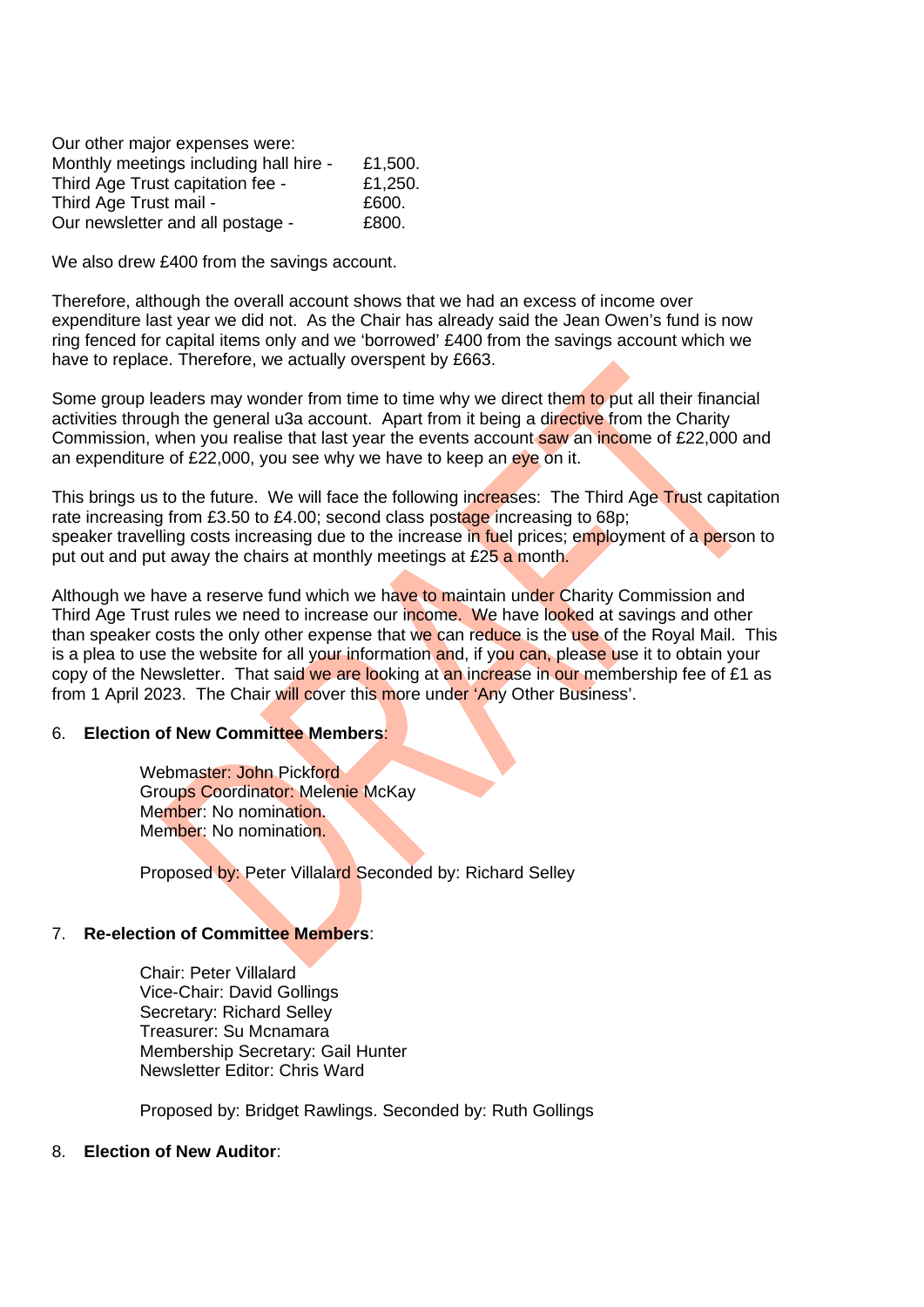Our other major expenses were:

| | |
|---|---|
| Monthly meetings including hall hire - | £1,500. |
| Third Age Trust capitation fee - | £1,250. |
| Third Age Trust mail - | £600. |
| Our newsletter and all postage - | £800. |

We also drew £400 from the savings account.

Therefore, although the overall account shows that we had an excess of income over expenditure last year we did not. As the Chair has already said the Jean Owen's fund is now ring fenced for capital items only and we 'borrowed' £400 from the savings account which we have to replace. Therefore, we actually overspent by £663.

Some group leaders may wonder from time to time why we direct them to put all their financial activities through the general u3a account. Apart from it being a directive from the Charity Commission, when you realise that last year the events account saw an income of £22,000 and an expenditure of £22,000, you see why we have to keep an eye on it.

This brings us to the future. We will face the following increases: The Third Age Trust capitation rate increasing from £3.50 to £4.00; second class postage increasing to 68p; speaker travelling costs increasing due to the increase in fuel prices; employment of a person to put out and put away the chairs at monthly meetings at £25 a month.

Although we have a reserve fund which we have to maintain under Charity Commission and Third Age Trust rules we need to increase our income. We have looked at savings and other than speaker costs the only other expense that we can reduce is the use of the Royal Mail. This is a plea to use the website for all your information and, if you can, please use it to obtain your copy of the Newsletter. That said we are looking at an increase in our membership fee of £1 as from 1 April 2023. The Chair will cover this more under 'Any Other Business'.

6. **Election of New Committee Members**:

   Webmaster: John Pickford
   Groups Coordinator: Melenie McKay
   Member: No nomination.
   Member: No nomination.

   Proposed by: Peter Villalard Seconded by: Richard Selley

7. **Re-election of Committee Members**:

   Chair: Peter Villalard
   Vice-Chair: David Gollings
   Secretary: Richard Selley
   Treasurer: Su Mcnamara
   Membership Secretary: Gail Hunter
   Newsletter Editor: Chris Ward

   Proposed by: Bridget Rawlings. Seconded by: Ruth Gollings

8. **Election of New Auditor**: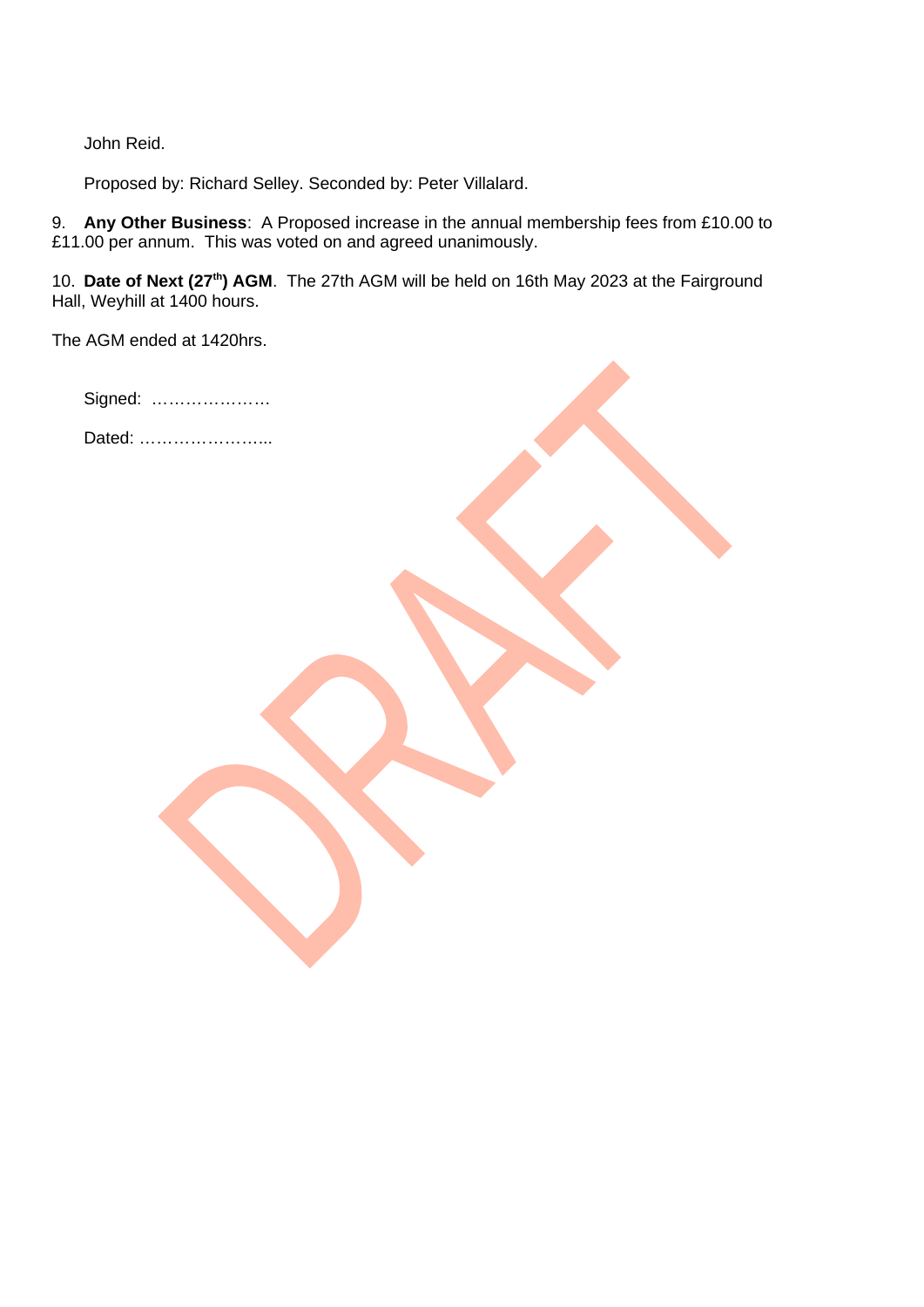John Reid.

Proposed by: Richard Selley. Seconded by: Peter Villalard.

9. **Any Other Business**: A Proposed increase in the annual membership fees from £10.00 to £11.00 per annum. This was voted on and agreed unanimously.

10. **Date of Next (27th) AGM**. The 27th AGM will be held on 16th May 2023 at the Fairground Hall, Weyhill at 1400 hours.

The AGM ended at 1420hrs.

Signed: …………………

Dated: …………………...

DRAFT